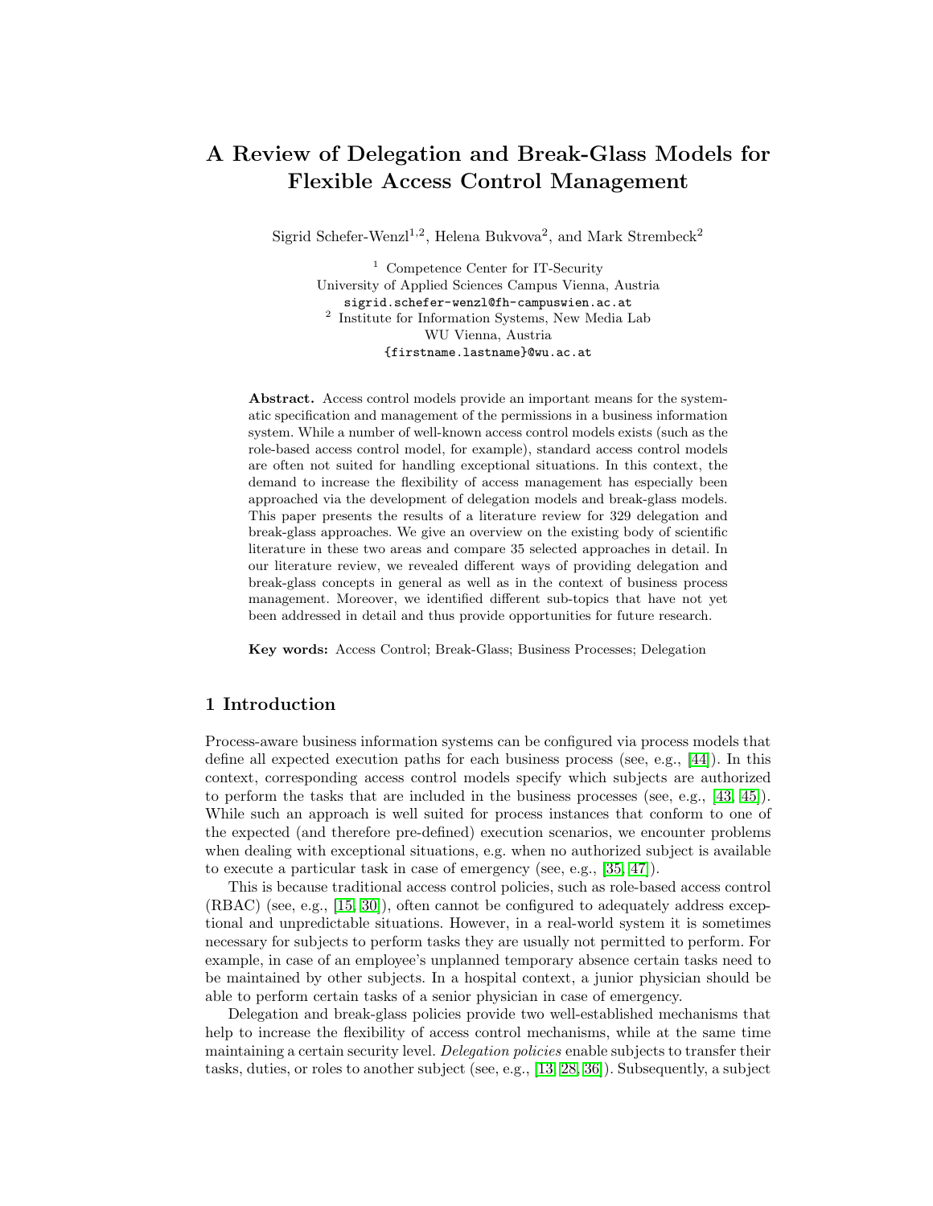# A Review of Delegation and Break-Glass Models for Flexible Access Control Management

Sigrid Schefer-Wenzl[1,2], Helena Bukvova[2], and Mark Strembeck[2]

[1] Competence Center for IT-Security
University of Applied Sciences Campus Vienna, Austria
sigrid.schefer-wenzl@fh-campuswien.ac.at

[2] Institute for Information Systems, New Media Lab
WU Vienna, Austria
{firstname.lastname}@wu.ac.at

**Abstract.** Access control models provide an important means for the systematic specification and management of the permissions in a business information system. While a number of well-known access control models exists (such as the role-based access control model, for example), standard access control models are often not suited for handling exceptional situations. In this context, the demand to increase the flexibility of access management has especially been approached via the development of delegation models and break-glass models. This paper presents the results of a literature review for 329 delegation and break-glass approaches. We give an overview on the existing body of scientific literature in these two areas and compare 35 selected approaches in detail. In our literature review, we revealed different ways of providing delegation and break-glass concepts in general as well as in the context of business process management. Moreover, we identified different sub-topics that have not yet been addressed in detail and thus provide opportunities for future research.

**Key words:** Access Control; Break-Glass; Business Processes; Delegation

## 1 Introduction

Process-aware business information systems can be configured via process models that define all expected execution paths for each business process (see, e.g., [44]). In this context, corresponding access control models specify which subjects are authorized to perform the tasks that are included in the business processes (see, e.g., [43, 45]). While such an approach is well suited for process instances that conform to one of the expected (and therefore pre-defined) execution scenarios, we encounter problems when dealing with exceptional situations, e.g. when no authorized subject is available to execute a particular task in case of emergency (see, e.g., [35, 47]).

This is because traditional access control policies, such as role-based access control (RBAC) (see, e.g., [15, 30]), often cannot be configured to adequately address exceptional and unpredictable situations. However, in a real-world system it is sometimes necessary for subjects to perform tasks they are usually not permitted to perform. For example, in case of an employee's unplanned temporary absence certain tasks need to be maintained by other subjects. In a hospital context, a junior physician should be able to perform certain tasks of a senior physician in case of emergency.

Delegation and break-glass policies provide two well-established mechanisms that help to increase the flexibility of access control mechanisms, while at the same time maintaining a certain security level. *Delegation policies* enable subjects to transfer their tasks, duties, or roles to another subject (see, e.g., [13, 28, 36]). Subsequently, a subject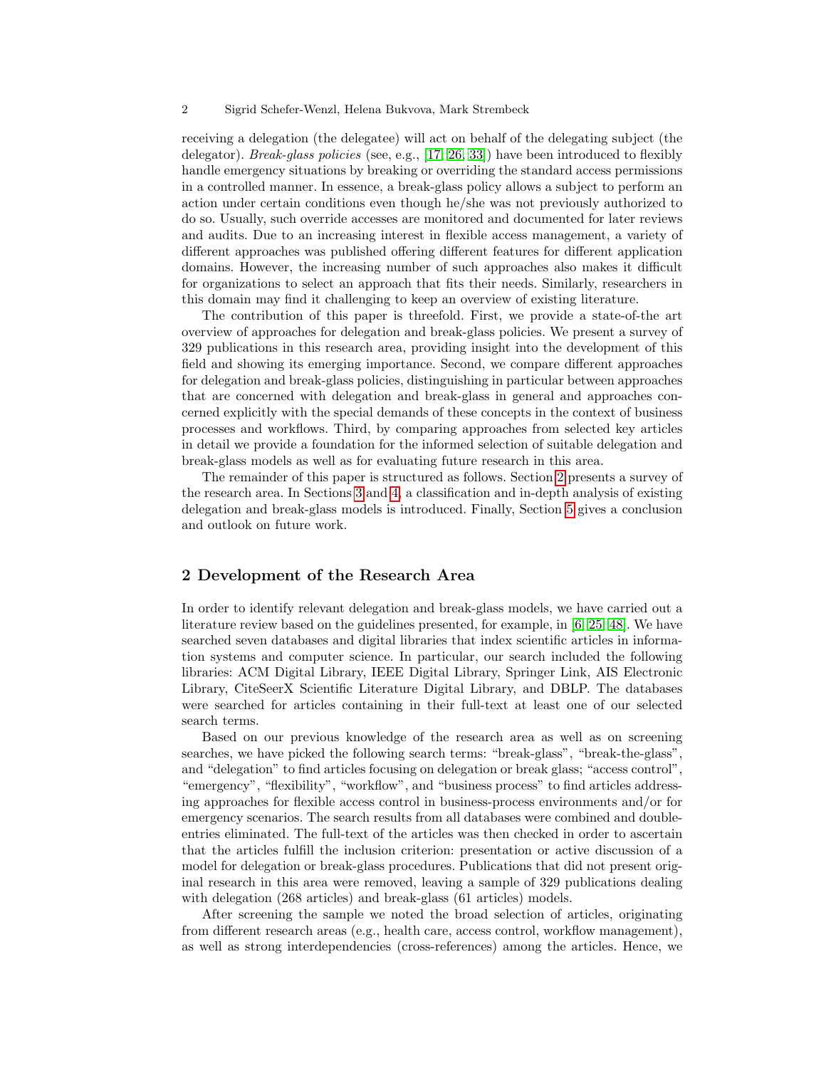receiving a delegation (the delegatee) will act on behalf of the delegating subject (the delegator). *Break-glass policies* (see, e.g., [17, 26, 33]) have been introduced to flexibly handle emergency situations by breaking or overriding the standard access permissions in a controlled manner. In essence, a break-glass policy allows a subject to perform an action under certain conditions even though he/she was not previously authorized to do so. Usually, such override accesses are monitored and documented for later reviews and audits. Due to an increasing interest in flexible access management, a variety of different approaches was published offering different features for different application domains. However, the increasing number of such approaches also makes it difficult for organizations to select an approach that fits their needs. Similarly, researchers in this domain may find it challenging to keep an overview of existing literature.

The contribution of this paper is threefold. First, we provide a state-of-the art overview of approaches for delegation and break-glass policies. We present a survey of 329 publications in this research area, providing insight into the development of this field and showing its emerging importance. Second, we compare different approaches for delegation and break-glass policies, distinguishing in particular between approaches that are concerned with delegation and break-glass in general and approaches concerned explicitly with the special demands of these concepts in the context of business processes and workflows. Third, by comparing approaches from selected key articles in detail we provide a foundation for the informed selection of suitable delegation and break-glass models as well as for evaluating future research in this area.

The remainder of this paper is structured as follows. Section 2 presents a survey of the research area. In Sections 3 and 4, a classification and in-depth analysis of existing delegation and break-glass models is introduced. Finally, Section 5 gives a conclusion and outlook on future work.

## 2 Development of the Research Area

In order to identify relevant delegation and break-glass models, we have carried out a literature review based on the guidelines presented, for example, in [6, 25, 48]. We have searched seven databases and digital libraries that index scientific articles in information systems and computer science. In particular, our search included the following libraries: ACM Digital Library, IEEE Digital Library, Springer Link, AIS Electronic Library, CiteSeerX Scientific Literature Digital Library, and DBLP. The databases were searched for articles containing in their full-text at least one of our selected search terms.

Based on our previous knowledge of the research area as well as on screening searches, we have picked the following search terms: "break-glass", "break-the-glass", and "delegation" to find articles focusing on delegation or break glass; "access control", "emergency", "flexibility", "workflow", and "business process" to find articles addressing approaches for flexible access control in business-process environments and/or for emergency scenarios. The search results from all databases were combined and double-entries eliminated. The full-text of the articles was then checked in order to ascertain that the articles fulfill the inclusion criterion: presentation or active discussion of a model for delegation or break-glass procedures. Publications that did not present original research in this area were removed, leaving a sample of 329 publications dealing with delegation (268 articles) and break-glass (61 articles) models.

After screening the sample we noted the broad selection of articles, originating from different research areas (e.g., health care, access control, workflow management), as well as strong interdependencies (cross-references) among the articles. Hence, we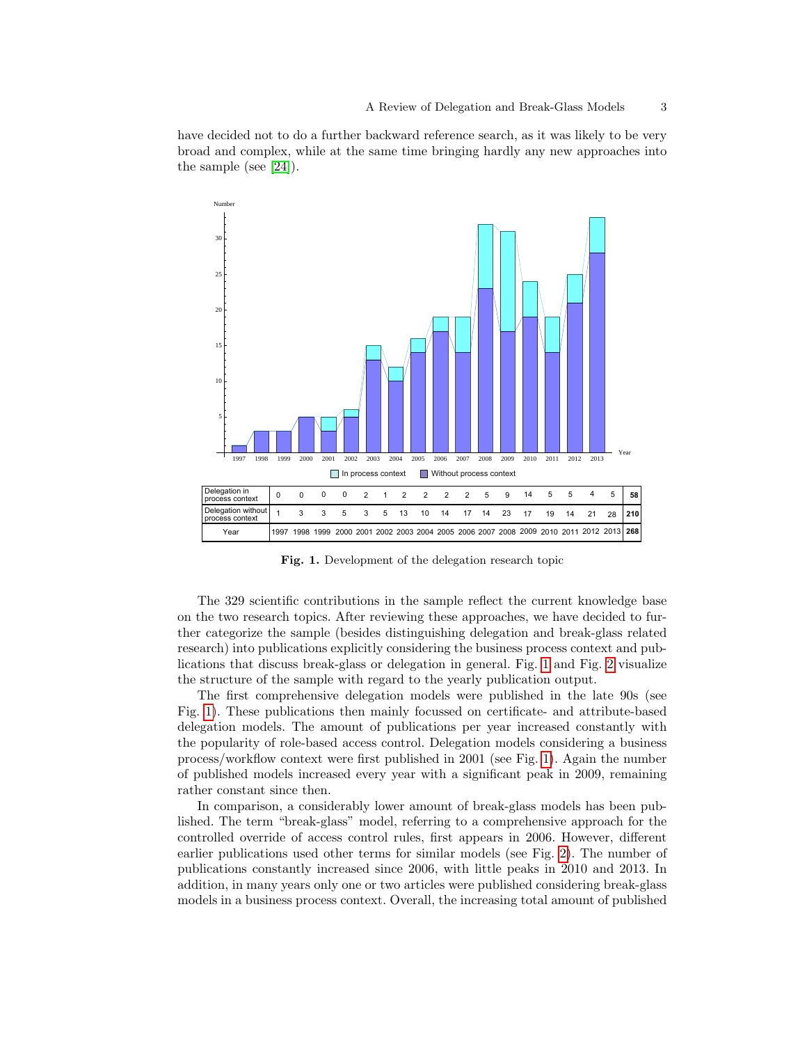have decided not to do a further backward reference search, as it was likely to be very broad and complex, while at the same time bringing hardly any new approaches into the sample (see [24]).

| Delegation in process context | 0 | 0 | 0 | 0 | 2 | 1 | 2 | 2 | 2 | 2 | 5 | 9 | 14 | 5 | 5 | 4 | 5 | **58** |
|---|---|---|---|---|---|---|---|---|---|---|---|---|---|---|---|---|---|---|
| Delegation without process context | 1 | 3 | 3 | 5 | 3 | 5 | 13 | 10 | 14 | 17 | 14 | 23 | 17 | 19 | 14 | 21 | 28 | **210** |
| Year | 1997 | 1998 | 1999 | 2000 | 2001 | 2002 | 2003 | 2004 | 2005 | 2006 | 2007 | 2008 | 2009 | 2010 | 2011 | 2012 | 2013 | **268** |

**Fig. 1.** Development of the delegation research topic

The 329 scientific contributions in the sample reflect the current knowledge base on the two research topics. After reviewing these approaches, we have decided to further categorize the sample (besides distinguishing delegation and break-glass related research) into publications explicitly considering the business process context and publications that discuss break-glass or delegation in general. Fig. 1 and Fig. 2 visualize the structure of the sample with regard to the yearly publication output.

The first comprehensive delegation models were published in the late 90s (see Fig. 1). These publications then mainly focussed on certificate- and attribute-based delegation models. The amount of publications per year increased constantly with the popularity of role-based access control. Delegation models considering a business process/workflow context were first published in 2001 (see Fig. 1). Again the number of published models increased every year with a significant peak in 2009, remaining rather constant since then.

In comparison, a considerably lower amount of break-glass models has been published. The term "break-glass" model, referring to a comprehensive approach for the controlled override of access control rules, first appears in 2006. However, different earlier publications used other terms for similar models (see Fig. 2). The number of publications constantly increased since 2006, with little peaks in 2010 and 2013. In addition, in many years only one or two articles were published considering break-glass models in a business process context. Overall, the increasing total amount of published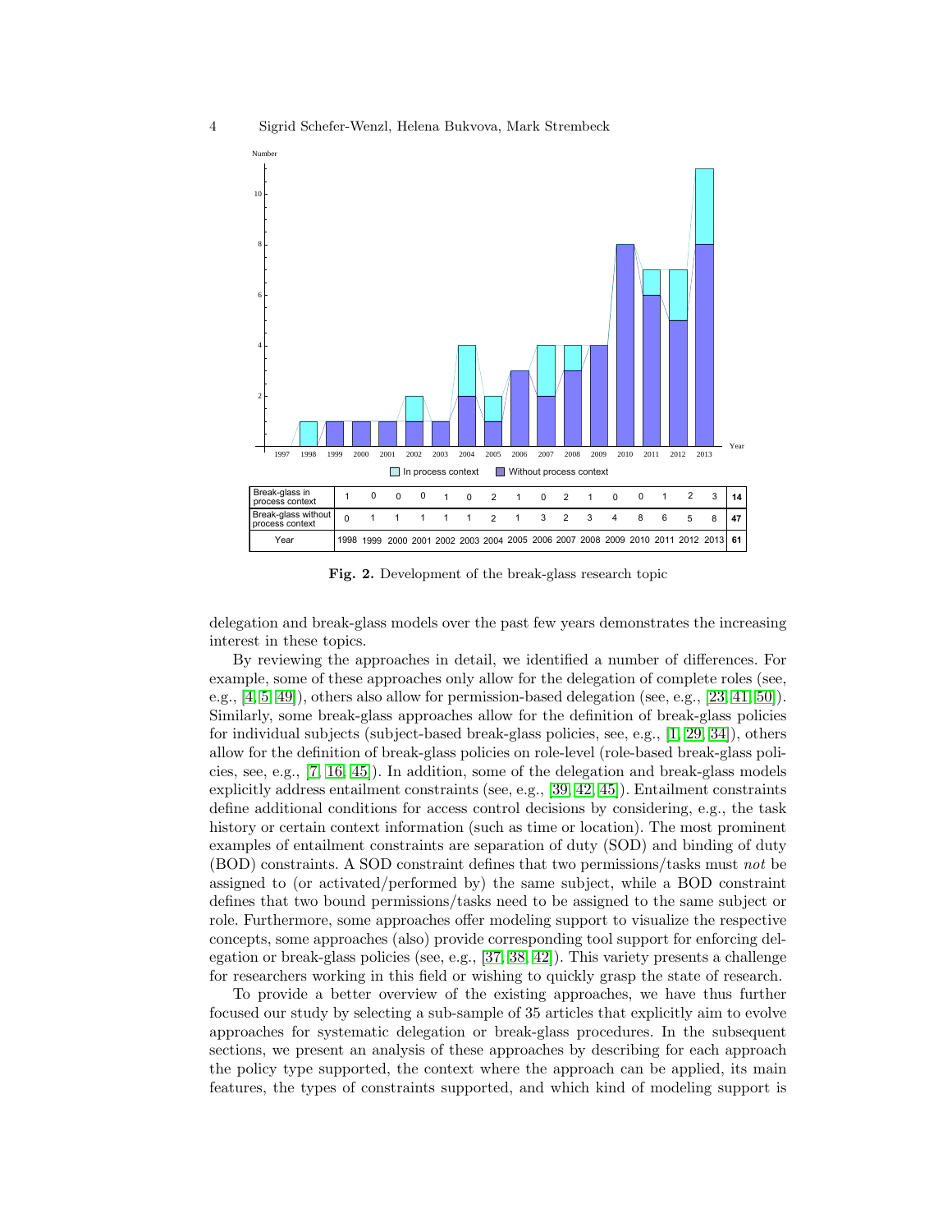| Break-glass in process context | 1 | 0 | 0 | 0 | 1 | 0 | 2 | 1 | 0 | 2 | 1 | 0 | 0 | 1 | 2 | 3 | **14** |
|---|---|---|---|---|---|---|---|---|---|---|---|---|---|---|---|---|---|
| Break-glass without process context | 0 | 1 | 1 | 1 | 1 | 1 | 2 | 1 | 3 | 2 | 3 | 4 | 8 | 6 | 5 | 8 | **47** |
| Year | 1998 | 1999 | 2000 | 2001 | 2002 | 2003 | 2004 | 2005 | 2006 | 2007 | 2008 | 2009 | 2010 | 2011 | 2012 | 2013 | **61** |

**Fig. 2.** Development of the break-glass research topic

delegation and break-glass models over the past few years demonstrates the increasing interest in these topics.

By reviewing the approaches in detail, we identified a number of differences. For example, some of these approaches only allow for the delegation of complete roles (see, e.g., [4, 5, 49]), others also allow for permission-based delegation (see, e.g., [23, 41, 50]). Similarly, some break-glass approaches allow for the definition of break-glass policies for individual subjects (subject-based break-glass policies, see, e.g., [1, 29, 34]), others allow for the definition of break-glass policies on role-level (role-based break-glass policies, see, e.g., [7, 16, 45]). In addition, some of the delegation and break-glass models explicitly address entailment constraints (see, e.g., [39, 42, 45]). Entailment constraints define additional conditions for access control decisions by considering, e.g., the task history or certain context information (such as time or location). The most prominent examples of entailment constraints are separation of duty (SOD) and binding of duty (BOD) constraints. A SOD constraint defines that two permissions/tasks must *not* be assigned to (or activated/performed by) the same subject, while a BOD constraint defines that two bound permissions/tasks need to be assigned to the same subject or role. Furthermore, some approaches offer modeling support to visualize the respective concepts, some approaches (also) provide corresponding tool support for enforcing delegation or break-glass policies (see, e.g., [37, 38, 42]). This variety presents a challenge for researchers working in this field or wishing to quickly grasp the state of research.

To provide a better overview of the existing approaches, we have thus further focused our study by selecting a sub-sample of 35 articles that explicitly aim to evolve approaches for systematic delegation or break-glass procedures. In the subsequent sections, we present an analysis of these approaches by describing for each approach the policy type supported, the context where the approach can be applied, its main features, the types of constraints supported, and which kind of modeling support is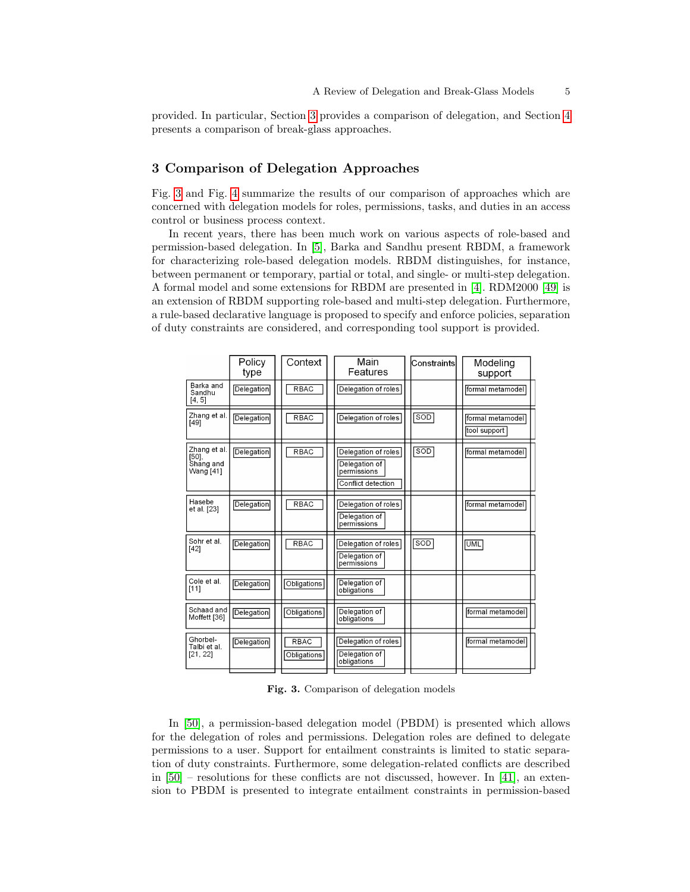provided. In particular, Section 3 provides a comparison of delegation, and Section 4 presents a comparison of break-glass approaches.

## 3 Comparison of Delegation Approaches

Fig. 3 and Fig. 4 summarize the results of our comparison of approaches which are concerned with delegation models for roles, permissions, tasks, and duties in an access control or business process context.

In recent years, there has been much work on various aspects of role-based and permission-based delegation. In [5], Barka and Sandhu present RBDM, a framework for characterizing role-based delegation models. RBDM distinguishes, for instance, between permanent or temporary, partial or total, and single- or multi-step delegation. A formal model and some extensions for RBDM are presented in [4]. RDM2000 [49] is an extension of RBDM supporting role-based and multi-step delegation. Furthermore, a rule-based declarative language is proposed to specify and enforce policies, separation of duty constraints are considered, and corresponding tool support is provided.

| | Policy type | Context | Main Features | Constraints | Modeling support |
|---|---|---|---|---|---|
| Barka and Sandhu [4, 5] | Delegation | RBAC | Delegation of roles | | formal metamodel |
| Zhang et al. [49] | Delegation | RBAC | Delegation of roles | SOD | formal metamodel, tool support |
| Zhang et al. [50], Shang and Wang [41] | Delegation | RBAC | Delegation of roles, Delegation of permissions, Conflict detection | SOD | formal metamodel |
| Hasebe et al. [23] | Delegation | RBAC | Delegation of roles, Delegation of permissions | | formal metamodel |
| Sohr et al. [42] | Delegation | RBAC | Delegation of roles, Delegation of permissions | SOD | UML |
| Cole et al. [11] | Delegation | Obligations | Delegation of obligations | | |
| Schaad and Moffett [36] | Delegation | Obligations | Delegation of obligations | | formal metamodel |
| Ghorbel-Talbi et al. [21, 22] | Delegation | RBAC, Obligations | Delegation of roles, Delegation of obligations | | formal metamodel |

**Fig. 3.** Comparison of delegation models

In [50], a permission-based delegation model (PBDM) is presented which allows for the delegation of roles and permissions. Delegation roles are defined to delegate permissions to a user. Support for entailment constraints is limited to static separation of duty constraints. Furthermore, some delegation-related conflicts are described in [50] – resolutions for these conflicts are not discussed, however. In [41], an extension to PBDM is presented to integrate entailment constraints in permission-based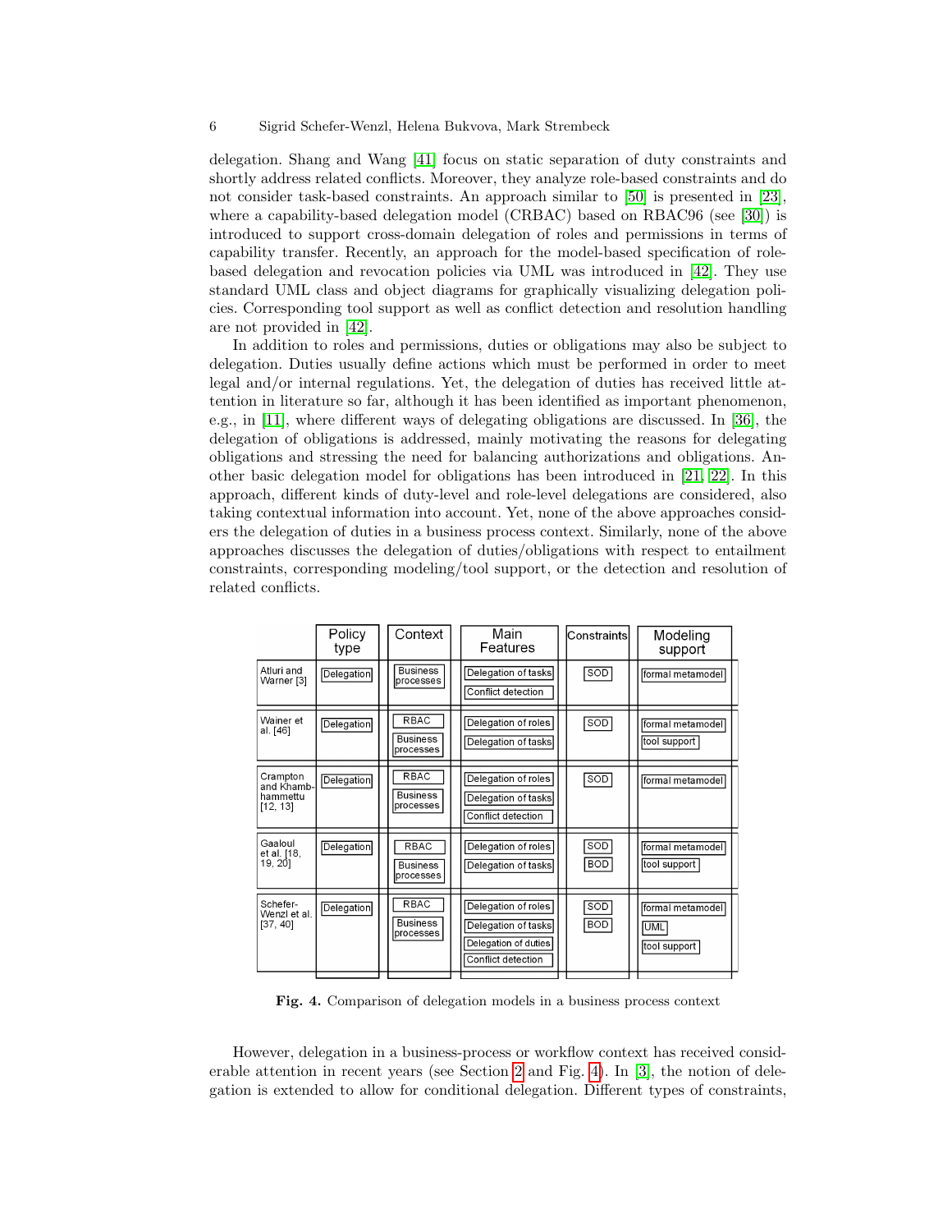delegation. Shang and Wang [41] focus on static separation of duty constraints and shortly address related conflicts. Moreover, they analyze role-based constraints and do not consider task-based constraints. An approach similar to [50] is presented in [23], where a capability-based delegation model (CRBAC) based on RBAC96 (see [30]) is introduced to support cross-domain delegation of roles and permissions in terms of capability transfer. Recently, an approach for the model-based specification of role-based delegation and revocation policies via UML was introduced in [42]. They use standard UML class and object diagrams for graphically visualizing delegation policies. Corresponding tool support as well as conflict detection and resolution handling are not provided in [42].

In addition to roles and permissions, duties or obligations may also be subject to delegation. Duties usually define actions which must be performed in order to meet legal and/or internal regulations. Yet, the delegation of duties has received little attention in literature so far, although it has been identified as important phenomenon, e.g., in [11], where different ways of delegating obligations are discussed. In [36], the delegation of obligations is addressed, mainly motivating the reasons for delegating obligations and stressing the need for balancing authorizations and obligations. Another basic delegation model for obligations has been introduced in [21, 22]. In this approach, different kinds of duty-level and role-level delegations are considered, also taking contextual information into account. Yet, none of the above approaches considers the delegation of duties in a business process context. Similarly, none of the above approaches discusses the delegation of duties/obligations with respect to entailment constraints, corresponding modeling/tool support, or the detection and resolution of related conflicts.

| | Policy type | Context | Main Features | Constraints | Modeling support |
|---|---|---|---|---|---|
| Atluri and Warner [3] | Delegation | Business processes | Delegation of tasks, Conflict detection | SOD | formal metamodel |
| Wainer et al. [46] | Delegation | RBAC, Business processes | Delegation of roles, Delegation of tasks | SOD | formal metamodel, tool support |
| Crampton and Khambhammettu [12, 13] | Delegation | RBAC, Business processes | Delegation of roles, Delegation of tasks, Conflict detection | SOD | formal metamodel |
| Gaaloul et al. [18, 19, 20] | Delegation | RBAC, Business processes | Delegation of roles, Delegation of tasks | SOD, BOD | formal metamodel, tool support |
| Schefer-Wenzl et al. [37, 40] | Delegation | RBAC, Business processes | Delegation of roles, Delegation of tasks, Delegation of duties, Conflict detection | SOD, BOD | formal metamodel, UML, tool support |

**Fig. 4.** Comparison of delegation models in a business process context

However, delegation in a business-process or workflow context has received considerable attention in recent years (see Section 2 and Fig. 4). In [3], the notion of delegation is extended to allow for conditional delegation. Different types of constraints,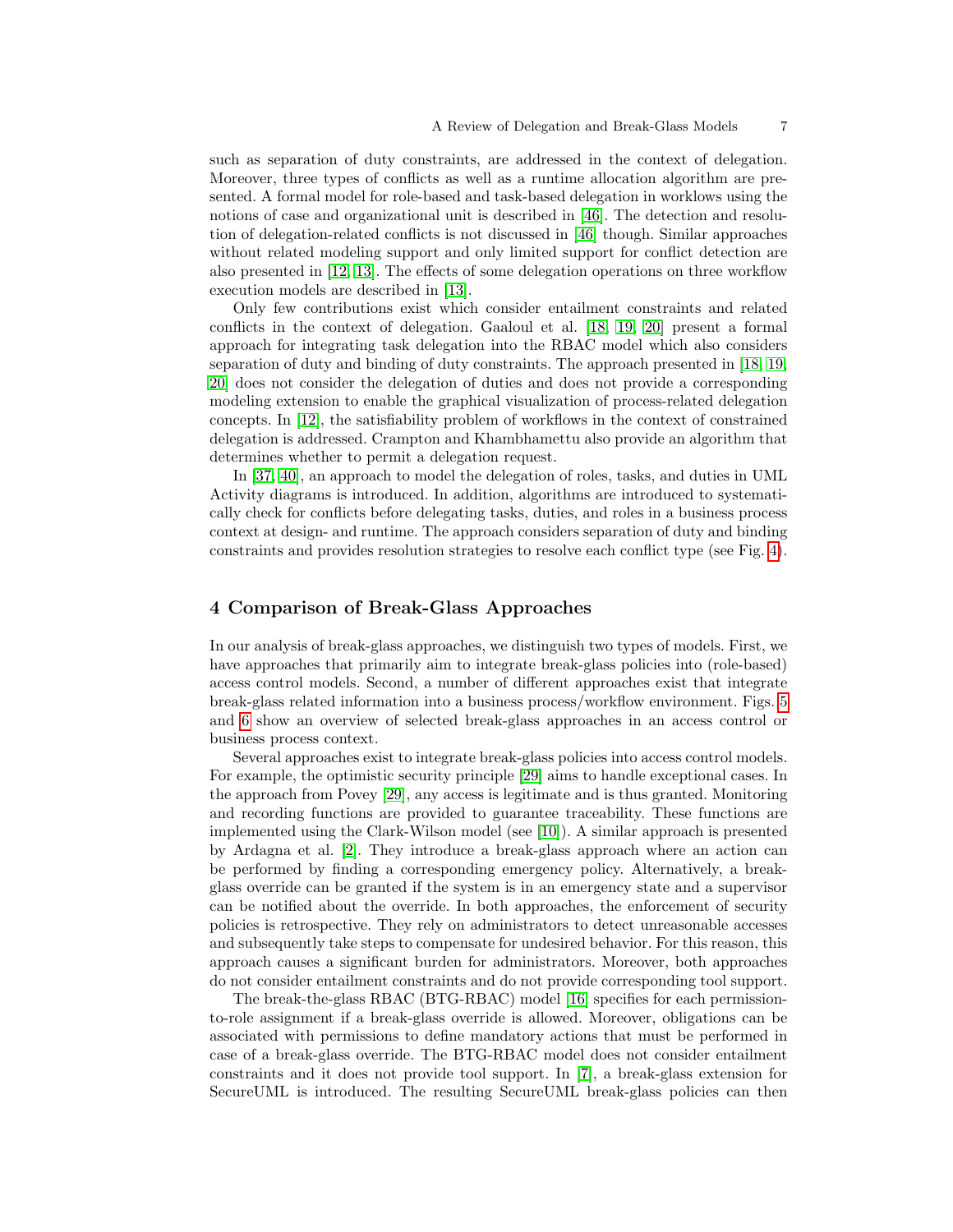such as separation of duty constraints, are addressed in the context of delegation. Moreover, three types of conflicts as well as a runtime allocation algorithm are presented. A formal model for role-based and task-based delegation in worklows using the notions of case and organizational unit is described in [46]. The detection and resolution of delegation-related conflicts is not discussed in [46] though. Similar approaches without related modeling support and only limited support for conflict detection are also presented in [12, 13]. The effects of some delegation operations on three workflow execution models are described in [13].

Only few contributions exist which consider entailment constraints and related conflicts in the context of delegation. Gaaloul et al. [18, 19, 20] present a formal approach for integrating task delegation into the RBAC model which also considers separation of duty and binding of duty constraints. The approach presented in [18, 19, 20] does not consider the delegation of duties and does not provide a corresponding modeling extension to enable the graphical visualization of process-related delegation concepts. In [12], the satisfiability problem of workflows in the context of constrained delegation is addressed. Crampton and Khambhamettu also provide an algorithm that determines whether to permit a delegation request.

In [37, 40], an approach to model the delegation of roles, tasks, and duties in UML Activity diagrams is introduced. In addition, algorithms are introduced to systematically check for conflicts before delegating tasks, duties, and roles in a business process context at design- and runtime. The approach considers separation of duty and binding constraints and provides resolution strategies to resolve each conflict type (see Fig. 4).

## 4 Comparison of Break-Glass Approaches

In our analysis of break-glass approaches, we distinguish two types of models. First, we have approaches that primarily aim to integrate break-glass policies into (role-based) access control models. Second, a number of different approaches exist that integrate break-glass related information into a business process/workflow environment. Figs. 5 and 6 show an overview of selected break-glass approaches in an access control or business process context.

Several approaches exist to integrate break-glass policies into access control models. For example, the optimistic security principle [29] aims to handle exceptional cases. In the approach from Povey [29], any access is legitimate and is thus granted. Monitoring and recording functions are provided to guarantee traceability. These functions are implemented using the Clark-Wilson model (see [10]). A similar approach is presented by Ardagna et al. [2]. They introduce a break-glass approach where an action can be performed by finding a corresponding emergency policy. Alternatively, a break-glass override can be granted if the system is in an emergency state and a supervisor can be notified about the override. In both approaches, the enforcement of security policies is retrospective. They rely on administrators to detect unreasonable accesses and subsequently take steps to compensate for undesired behavior. For this reason, this approach causes a significant burden for administrators. Moreover, both approaches do not consider entailment constraints and do not provide corresponding tool support.

The break-the-glass RBAC (BTG-RBAC) model [16] specifies for each permission-to-role assignment if a break-glass override is allowed. Moreover, obligations can be associated with permissions to define mandatory actions that must be performed in case of a break-glass override. The BTG-RBAC model does not consider entailment constraints and it does not provide tool support. In [7], a break-glass extension for SecureUML is introduced. The resulting SecureUML break-glass policies can then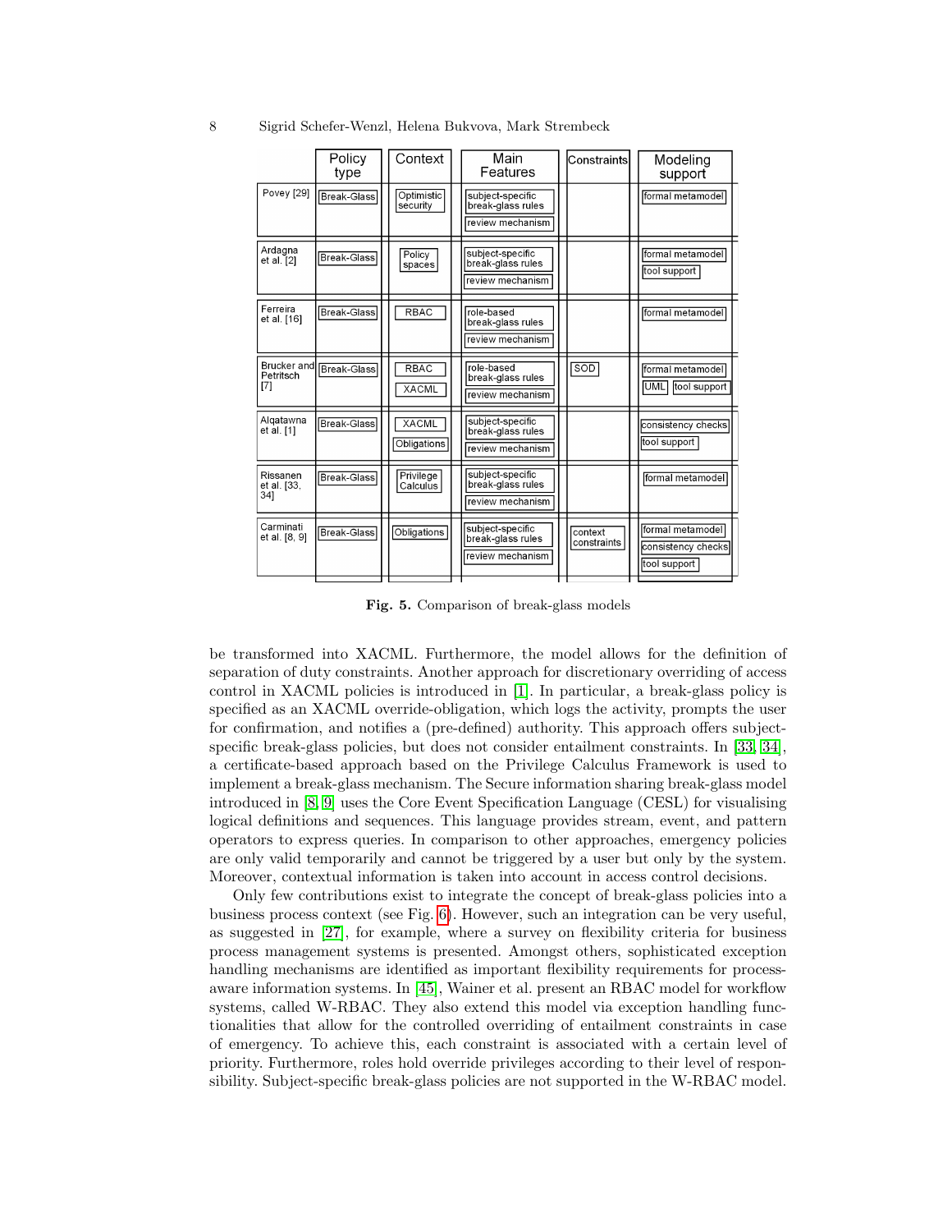| | Policy type | Context | Main Features | Constraints | Modeling support |
|---|---|---|---|---|---|
| Povey [29] | Break-Glass | Optimistic security | subject-specific break-glass rules; review mechanism | | formal metamodel |
| Ardagna et al. [2] | Break-Glass | Policy spaces | subject-specific break-glass rules; review mechanism | | formal metamodel; tool support |
| Ferreira et al. [16] | Break-Glass | RBAC | role-based break-glass rules; review mechanism | | formal metamodel |
| Brucker and Petritsch [7] | Break-Glass | RBAC; XACML | role-based break-glass rules; review mechanism | SOD | formal metamodel; UML; tool support |
| Alqatawna et al. [1] | Break-Glass | XACML; Obligations | subject-specific break-glass rules; review mechanism | | consistency checks; tool support |
| Rissanen et al. [33, 34] | Break-Glass | Privilege Calculus | subject-specific break-glass rules; review mechanism | | formal metamodel |
| Carminati et al. [8, 9] | Break-Glass | Obligations | subject-specific break-glass rules; review mechanism | context constraints | formal metamodel; consistency checks; tool support |

**Fig. 5.** Comparison of break-glass models

be transformed into XACML. Furthermore, the model allows for the definition of separation of duty constraints. Another approach for discretionary overriding of access control in XACML policies is introduced in [1]. In particular, a break-glass policy is specified as an XACML override-obligation, which logs the activity, prompts the user for confirmation, and notifies a (pre-defined) authority. This approach offers subject-specific break-glass policies, but does not consider entailment constraints. In [33, 34], a certificate-based approach based on the Privilege Calculus Framework is used to implement a break-glass mechanism. The Secure information sharing break-glass model introduced in [8, 9] uses the Core Event Specification Language (CESL) for visualising logical definitions and sequences. This language provides stream, event, and pattern operators to express queries. In comparison to other approaches, emergency policies are only valid temporarily and cannot be triggered by a user but only by the system. Moreover, contextual information is taken into account in access control decisions.

Only few contributions exist to integrate the concept of break-glass policies into a business process context (see Fig. 6). However, such an integration can be very useful, as suggested in [27], for example, where a survey on flexibility criteria for business process management systems is presented. Amongst others, sophisticated exception handling mechanisms are identified as important flexibility requirements for process-aware information systems. In [45], Wainer et al. present an RBAC model for workflow systems, called W-RBAC. They also extend this model via exception handling functionalities that allow for the controlled overriding of entailment constraints in case of emergency. To achieve this, each constraint is associated with a certain level of priority. Furthermore, roles hold override privileges according to their level of responsibility. Subject-specific break-glass policies are not supported in the W-RBAC model.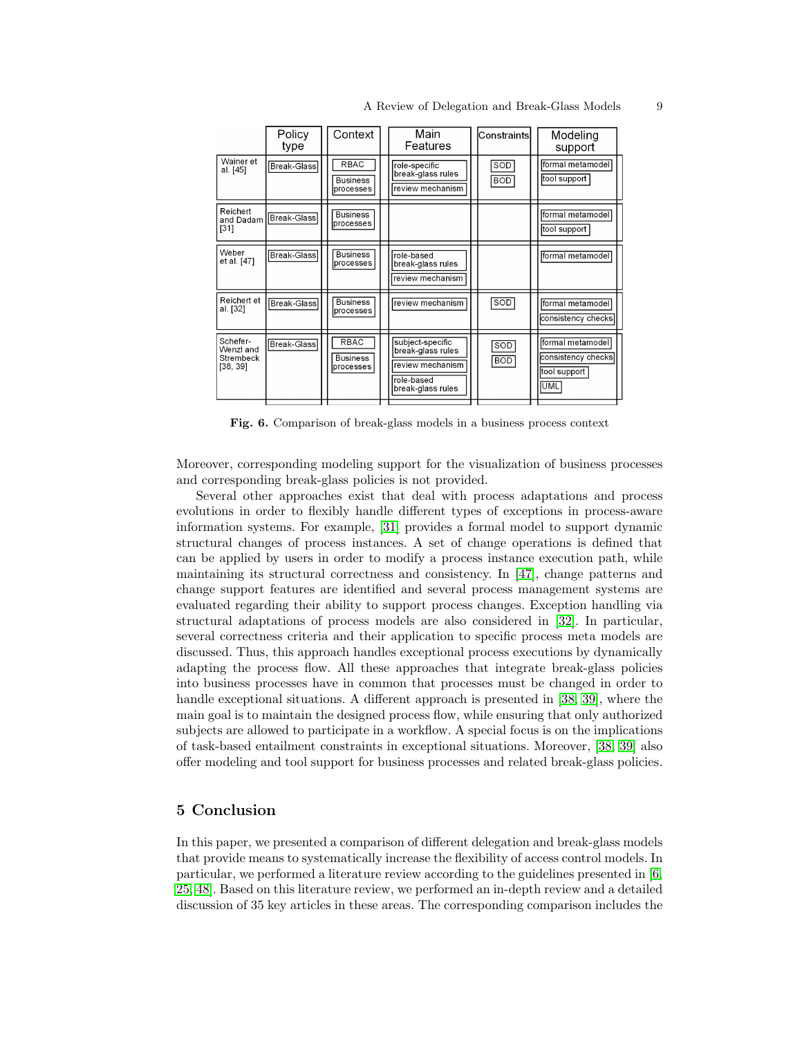| | Policy type | Context | Main Features | Constraints | Modeling support |
|---|---|---|---|---|---|
| Wainer et al. [45] | Break-Glass | RBAC, Business processes | role-specific break-glass rules, review mechanism | SOD, BOD | formal metamodel, tool support |
| Reichert and Dadam [31] | Break-Glass | Business processes | | | formal metamodel, tool support |
| Weber et al. [47] | Break-Glass | Business processes | role-based break-glass rules, review mechanism | | formal metamodel |
| Reichert et al. [32] | Break-Glass | Business processes | review mechanism | SOD | formal metamodel, consistency checks |
| Schefer-Wenzl and Strembeck [38, 39] | Break-Glass | RBAC, Business processes | subject-specific break-glass rules, review mechanism, role-based break-glass rules | SOD, BOD | formal metamodel, consistency checks, tool support, UML |

**Fig. 6.** Comparison of break-glass models in a business process context

Moreover, corresponding modeling support for the visualization of business processes and corresponding break-glass policies is not provided.

Several other approaches exist that deal with process adaptations and process evolutions in order to flexibly handle different types of exceptions in process-aware information systems. For example, [31] provides a formal model to support dynamic structural changes of process instances. A set of change operations is defined that can be applied by users in order to modify a process instance execution path, while maintaining its structural correctness and consistency. In [47], change patterns and change support features are identified and several process management systems are evaluated regarding their ability to support process changes. Exception handling via structural adaptations of process models are also considered in [32]. In particular, several correctness criteria and their application to specific process meta models are discussed. Thus, this approach handles exceptional process executions by dynamically adapting the process flow. All these approaches that integrate break-glass policies into business processes have in common that processes must be changed in order to handle exceptional situations. A different approach is presented in [38, 39], where the main goal is to maintain the designed process flow, while ensuring that only authorized subjects are allowed to participate in a workflow. A special focus is on the implications of task-based entailment constraints in exceptional situations. Moreover, [38, 39] also offer modeling and tool support for business processes and related break-glass policies.

## 5 Conclusion

In this paper, we presented a comparison of different delegation and break-glass models that provide means to systematically increase the flexibility of access control models. In particular, we performed a literature review according to the guidelines presented in [6, 25, 48]. Based on this literature review, we performed an in-depth review and a detailed discussion of 35 key articles in these areas. The corresponding comparison includes the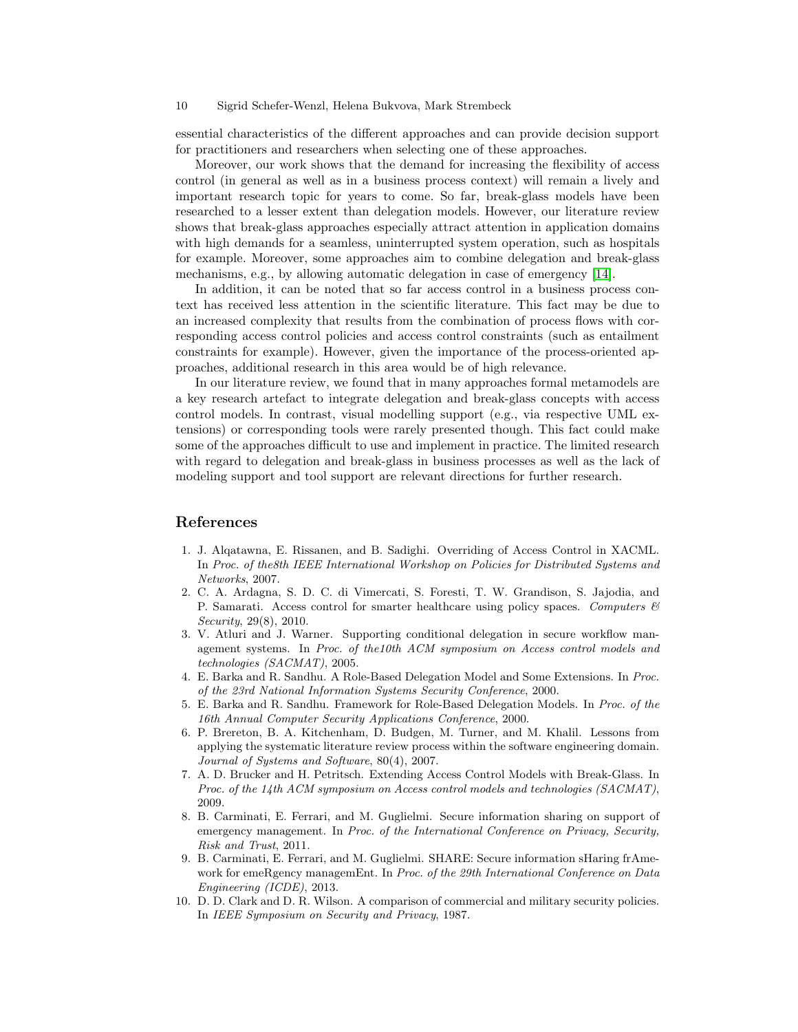essential characteristics of the different approaches and can provide decision support for practitioners and researchers when selecting one of these approaches.

Moreover, our work shows that the demand for increasing the flexibility of access control (in general as well as in a business process context) will remain a lively and important research topic for years to come. So far, break-glass models have been researched to a lesser extent than delegation models. However, our literature review shows that break-glass approaches especially attract attention in application domains with high demands for a seamless, uninterrupted system operation, such as hospitals for example. Moreover, some approaches aim to combine delegation and break-glass mechanisms, e.g., by allowing automatic delegation in case of emergency [14].

In addition, it can be noted that so far access control in a business process context has received less attention in the scientific literature. This fact may be due to an increased complexity that results from the combination of process flows with corresponding access control policies and access control constraints (such as entailment constraints for example). However, given the importance of the process-oriented approaches, additional research in this area would be of high relevance.

In our literature review, we found that in many approaches formal metamodels are a key research artefact to integrate delegation and break-glass concepts with access control models. In contrast, visual modelling support (e.g., via respective UML extensions) or corresponding tools were rarely presented though. This fact could make some of the approaches difficult to use and implement in practice. The limited research with regard to delegation and break-glass in business processes as well as the lack of modeling support and tool support are relevant directions for further research.

## References

1. J. Alqatawna, E. Rissanen, and B. Sadighi. Overriding of Access Control in XACML. In *Proc. of the8th IEEE International Workshop on Policies for Distributed Systems and Networks*, 2007.
2. C. A. Ardagna, S. D. C. di Vimercati, S. Foresti, T. W. Grandison, S. Jajodia, and P. Samarati. Access control for smarter healthcare using policy spaces. *Computers & Security*, 29(8), 2010.
3. V. Atluri and J. Warner. Supporting conditional delegation in secure workflow management systems. In *Proc. of the10th ACM symposium on Access control models and technologies (SACMAT)*, 2005.
4. E. Barka and R. Sandhu. A Role-Based Delegation Model and Some Extensions. In *Proc. of the 23rd National Information Systems Security Conference*, 2000.
5. E. Barka and R. Sandhu. Framework for Role-Based Delegation Models. In *Proc. of the 16th Annual Computer Security Applications Conference*, 2000.
6. P. Brereton, B. A. Kitchenham, D. Budgen, M. Turner, and M. Khalil. Lessons from applying the systematic literature review process within the software engineering domain. *Journal of Systems and Software*, 80(4), 2007.
7. A. D. Brucker and H. Petritsch. Extending Access Control Models with Break-Glass. In *Proc. of the 14th ACM symposium on Access control models and technologies (SACMAT)*, 2009.
8. B. Carminati, E. Ferrari, and M. Guglielmi. Secure information sharing on support of emergency management. In *Proc. of the International Conference on Privacy, Security, Risk and Trust*, 2011.
9. B. Carminati, E. Ferrari, and M. Guglielmi. SHARE: Secure information sHaring frAmework for emeRgency managemEnt. In *Proc. of the 29th International Conference on Data Engineering (ICDE)*, 2013.
10. D. D. Clark and D. R. Wilson. A comparison of commercial and military security policies. In *IEEE Symposium on Security and Privacy*, 1987.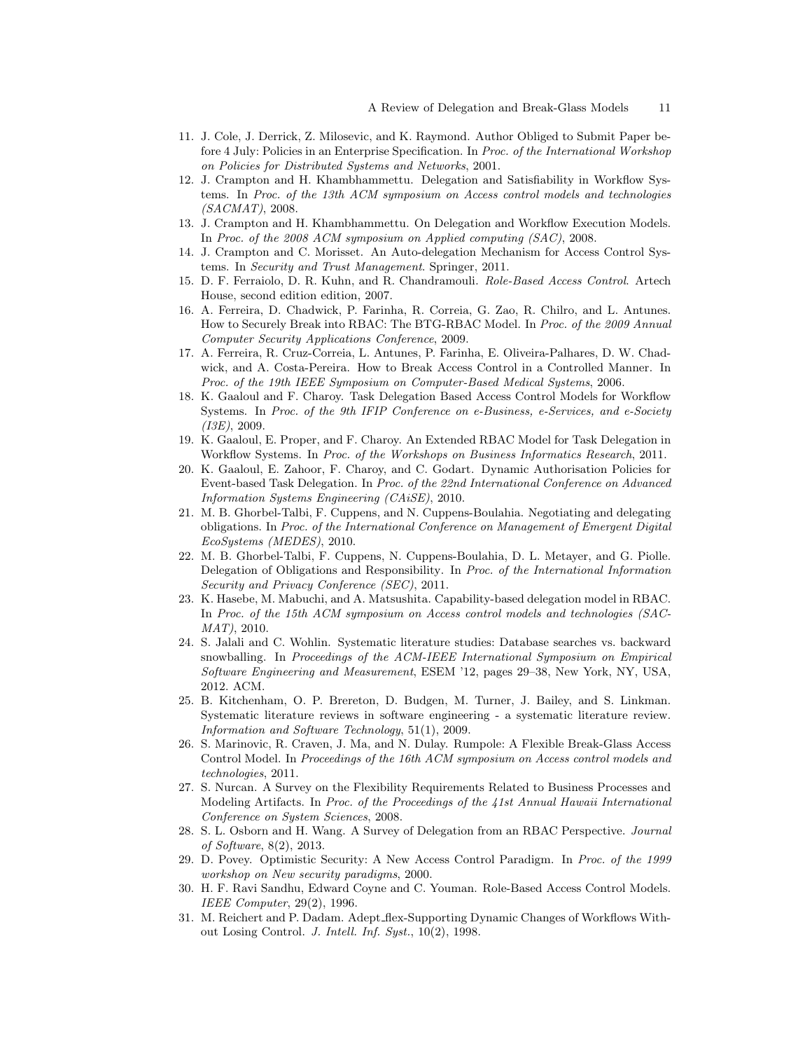11. J. Cole, J. Derrick, Z. Milosevic, and K. Raymond. Author Obliged to Submit Paper before 4 July: Policies in an Enterprise Specification. In *Proc. of the International Workshop on Policies for Distributed Systems and Networks*, 2001.
12. J. Crampton and H. Khambhammettu. Delegation and Satisfiability in Workflow Systems. In *Proc. of the 13th ACM symposium on Access control models and technologies (SACMAT)*, 2008.
13. J. Crampton and H. Khambhammettu. On Delegation and Workflow Execution Models. In *Proc. of the 2008 ACM symposium on Applied computing (SAC)*, 2008.
14. J. Crampton and C. Morisset. An Auto-delegation Mechanism for Access Control Systems. In *Security and Trust Management*. Springer, 2011.
15. D. F. Ferraiolo, D. R. Kuhn, and R. Chandramouli. *Role-Based Access Control*. Artech House, second edition edition, 2007.
16. A. Ferreira, D. Chadwick, P. Farinha, R. Correia, G. Zao, R. Chilro, and L. Antunes. How to Securely Break into RBAC: The BTG-RBAC Model. In *Proc. of the 2009 Annual Computer Security Applications Conference*, 2009.
17. A. Ferreira, R. Cruz-Correia, L. Antunes, P. Farinha, E. Oliveira-Palhares, D. W. Chadwick, and A. Costa-Pereira. How to Break Access Control in a Controlled Manner. In *Proc. of the 19th IEEE Symposium on Computer-Based Medical Systems*, 2006.
18. K. Gaaloul and F. Charoy. Task Delegation Based Access Control Models for Workflow Systems. In *Proc. of the 9th IFIP Conference on e-Business, e-Services, and e-Society (I3E)*, 2009.
19. K. Gaaloul, E. Proper, and F. Charoy. An Extended RBAC Model for Task Delegation in Workflow Systems. In *Proc. of the Workshops on Business Informatics Research*, 2011.
20. K. Gaaloul, E. Zahoor, F. Charoy, and C. Godart. Dynamic Authorisation Policies for Event-based Task Delegation. In *Proc. of the 22nd International Conference on Advanced Information Systems Engineering (CAiSE)*, 2010.
21. M. B. Ghorbel-Talbi, F. Cuppens, and N. Cuppens-Boulahia. Negotiating and delegating obligations. In *Proc. of the International Conference on Management of Emergent Digital EcoSystems (MEDES)*, 2010.
22. M. B. Ghorbel-Talbi, F. Cuppens, N. Cuppens-Boulahia, D. L. Metayer, and G. Piolle. Delegation of Obligations and Responsibility. In *Proc. of the International Information Security and Privacy Conference (SEC)*, 2011.
23. K. Hasebe, M. Mabuchi, and A. Matsushita. Capability-based delegation model in RBAC. In *Proc. of the 15th ACM symposium on Access control models and technologies (SACMAT)*, 2010.
24. S. Jalali and C. Wohlin. Systematic literature studies: Database searches vs. backward snowballing. In *Proceedings of the ACM-IEEE International Symposium on Empirical Software Engineering and Measurement*, ESEM '12, pages 29–38, New York, NY, USA, 2012. ACM.
25. B. Kitchenham, O. P. Brereton, D. Budgen, M. Turner, J. Bailey, and S. Linkman. Systematic literature reviews in software engineering - a systematic literature review. *Information and Software Technology*, 51(1), 2009.
26. S. Marinovic, R. Craven, J. Ma, and N. Dulay. Rumpole: A Flexible Break-Glass Access Control Model. In *Proceedings of the 16th ACM symposium on Access control models and technologies*, 2011.
27. S. Nurcan. A Survey on the Flexibility Requirements Related to Business Processes and Modeling Artifacts. In *Proc. of the Proceedings of the 41st Annual Hawaii International Conference on System Sciences*, 2008.
28. S. L. Osborn and H. Wang. A Survey of Delegation from an RBAC Perspective. *Journal of Software*, 8(2), 2013.
29. D. Povey. Optimistic Security: A New Access Control Paradigm. In *Proc. of the 1999 workshop on New security paradigms*, 2000.
30. H. F. Ravi Sandhu, Edward Coyne and C. Youman. Role-Based Access Control Models. *IEEE Computer*, 29(2), 1996.
31. M. Reichert and P. Dadam. Adept_flex-Supporting Dynamic Changes of Workflows Without Losing Control. *J. Intell. Inf. Syst.*, 10(2), 1998.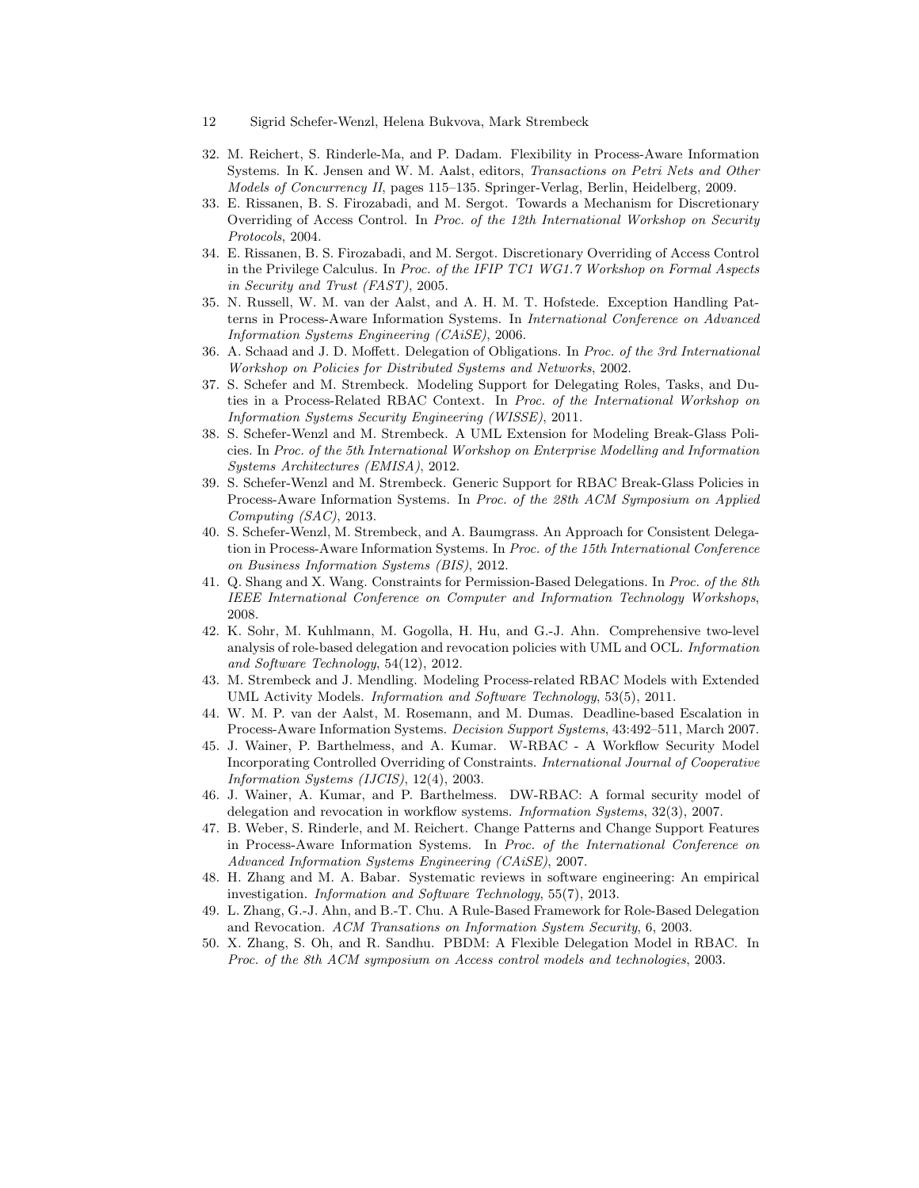32. M. Reichert, S. Rinderle-Ma, and P. Dadam. Flexibility in Process-Aware Information Systems. In K. Jensen and W. M. Aalst, editors, *Transactions on Petri Nets and Other Models of Concurrency II*, pages 115–135. Springer-Verlag, Berlin, Heidelberg, 2009.
33. E. Rissanen, B. S. Firozabadi, and M. Sergot. Towards a Mechanism for Discretionary Overriding of Access Control. In *Proc. of the 12th International Workshop on Security Protocols*, 2004.
34. E. Rissanen, B. S. Firozabadi, and M. Sergot. Discretionary Overriding of Access Control in the Privilege Calculus. In *Proc. of the IFIP TC1 WG1.7 Workshop on Formal Aspects in Security and Trust (FAST)*, 2005.
35. N. Russell, W. M. van der Aalst, and A. H. M. T. Hofstede. Exception Handling Patterns in Process-Aware Information Systems. In *International Conference on Advanced Information Systems Engineering (CAiSE)*, 2006.
36. A. Schaad and J. D. Moffett. Delegation of Obligations. In *Proc. of the 3rd International Workshop on Policies for Distributed Systems and Networks*, 2002.
37. S. Schefer and M. Strembeck. Modeling Support for Delegating Roles, Tasks, and Duties in a Process-Related RBAC Context. In *Proc. of the International Workshop on Information Systems Security Engineering (WISSE)*, 2011.
38. S. Schefer-Wenzl and M. Strembeck. A UML Extension for Modeling Break-Glass Policies. In *Proc. of the 5th International Workshop on Enterprise Modelling and Information Systems Architectures (EMISA)*, 2012.
39. S. Schefer-Wenzl and M. Strembeck. Generic Support for RBAC Break-Glass Policies in Process-Aware Information Systems. In *Proc. of the 28th ACM Symposium on Applied Computing (SAC)*, 2013.
40. S. Schefer-Wenzl, M. Strembeck, and A. Baumgrass. An Approach for Consistent Delegation in Process-Aware Information Systems. In *Proc. of the 15th International Conference on Business Information Systems (BIS)*, 2012.
41. Q. Shang and X. Wang. Constraints for Permission-Based Delegations. In *Proc. of the 8th IEEE International Conference on Computer and Information Technology Workshops*, 2008.
42. K. Sohr, M. Kuhlmann, M. Gogolla, H. Hu, and G.-J. Ahn. Comprehensive two-level analysis of role-based delegation and revocation policies with UML and OCL. *Information and Software Technology*, 54(12), 2012.
43. M. Strembeck and J. Mendling. Modeling Process-related RBAC Models with Extended UML Activity Models. *Information and Software Technology*, 53(5), 2011.
44. W. M. P. van der Aalst, M. Rosemann, and M. Dumas. Deadline-based Escalation in Process-Aware Information Systems. *Decision Support Systems*, 43:492–511, March 2007.
45. J. Wainer, P. Barthelmess, and A. Kumar. W-RBAC - A Workflow Security Model Incorporating Controlled Overriding of Constraints. *International Journal of Cooperative Information Systems (IJCIS)*, 12(4), 2003.
46. J. Wainer, A. Kumar, and P. Barthelmess. DW-RBAC: A formal security model of delegation and revocation in workflow systems. *Information Systems*, 32(3), 2007.
47. B. Weber, S. Rinderle, and M. Reichert. Change Patterns and Change Support Features in Process-Aware Information Systems. In *Proc. of the International Conference on Advanced Information Systems Engineering (CAiSE)*, 2007.
48. H. Zhang and M. A. Babar. Systematic reviews in software engineering: An empirical investigation. *Information and Software Technology*, 55(7), 2013.
49. L. Zhang, G.-J. Ahn, and B.-T. Chu. A Rule-Based Framework for Role-Based Delegation and Revocation. *ACM Transations on Information System Security*, 6, 2003.
50. X. Zhang, S. Oh, and R. Sandhu. PBDM: A Flexible Delegation Model in RBAC. In *Proc. of the 8th ACM symposium on Access control models and technologies*, 2003.